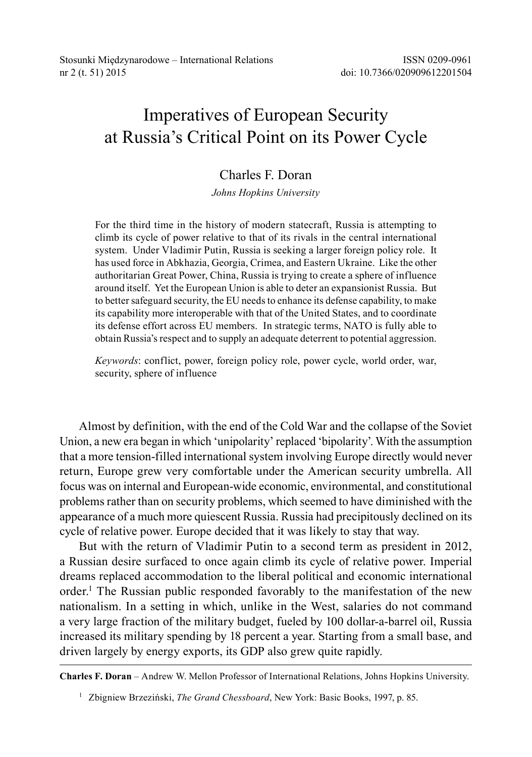# Imperatives of European Security at Russia's Critical Point on its Power Cycle

Charles F. Doran

*Johns Hopkins University*

For the third time in the history of modern statecraft, Russia is attempting to climb its cycle of power relative to that of its rivals in the central international system. Under Vladimir Putin, Russia is seeking a larger foreign policy role. It has used force in Abkhazia, Georgia, Crimea, and Eastern Ukraine. Like the other authoritarian Great Power, China, Russia is trying to create a sphere of influence around itself. Yet the European Union is able to deter an expansionist Russia. But to better safeguard security, the EU needs to enhance its defense capability, to make its capability more interoperable with that of the United States, and to coordinate its defense effort across EU members. In strategic terms, NATO is fully able to obtain Russia's respect and to supply an adequate deterrent to potential aggression.

*Keywords*: conflict, power, foreign policy role, power cycle, world order, war, security, sphere of influence

Almost by definition, with the end of the Cold War and the collapse of the Soviet Union, a new era began in which 'unipolarity' replaced 'bipolarity'. With the assumption that a more tension-filled international system involving Europe directly would never return, Europe grew very comfortable under the American security umbrella. All focus was on internal and European-wide economic, environmental, and constitutional problems rather than on security problems, which seemed to have diminished with the appearance of a much more quiescent Russia. Russia had precipitously declined on its cycle of relative power. Europe decided that it was likely to stay that way.

But with the return of Vladimir Putin to a second term as president in 2012, a Russian desire surfaced to once again climb its cycle of relative power. Imperial dreams replaced accommodation to the liberal political and economic international order.[1] The Russian public responded favorably to the manifestation of the new nationalism. In a setting in which, unlike in the West, salaries do not command a very large fraction of the military budget, fueled by 100 dollar-a-barrel oil, Russia increased its military spending by 18 percent a year. Starting from a small base, and driven largely by energy exports, its GDP also grew quite rapidly.

---

**Charles F. Doran** – Andrew W. Mellon Professor of International Relations, Johns Hopkins University.

[1] Zbigniew Brzeziński, *The Grand Chessboard*, New York: Basic Books, 1997, p. 85.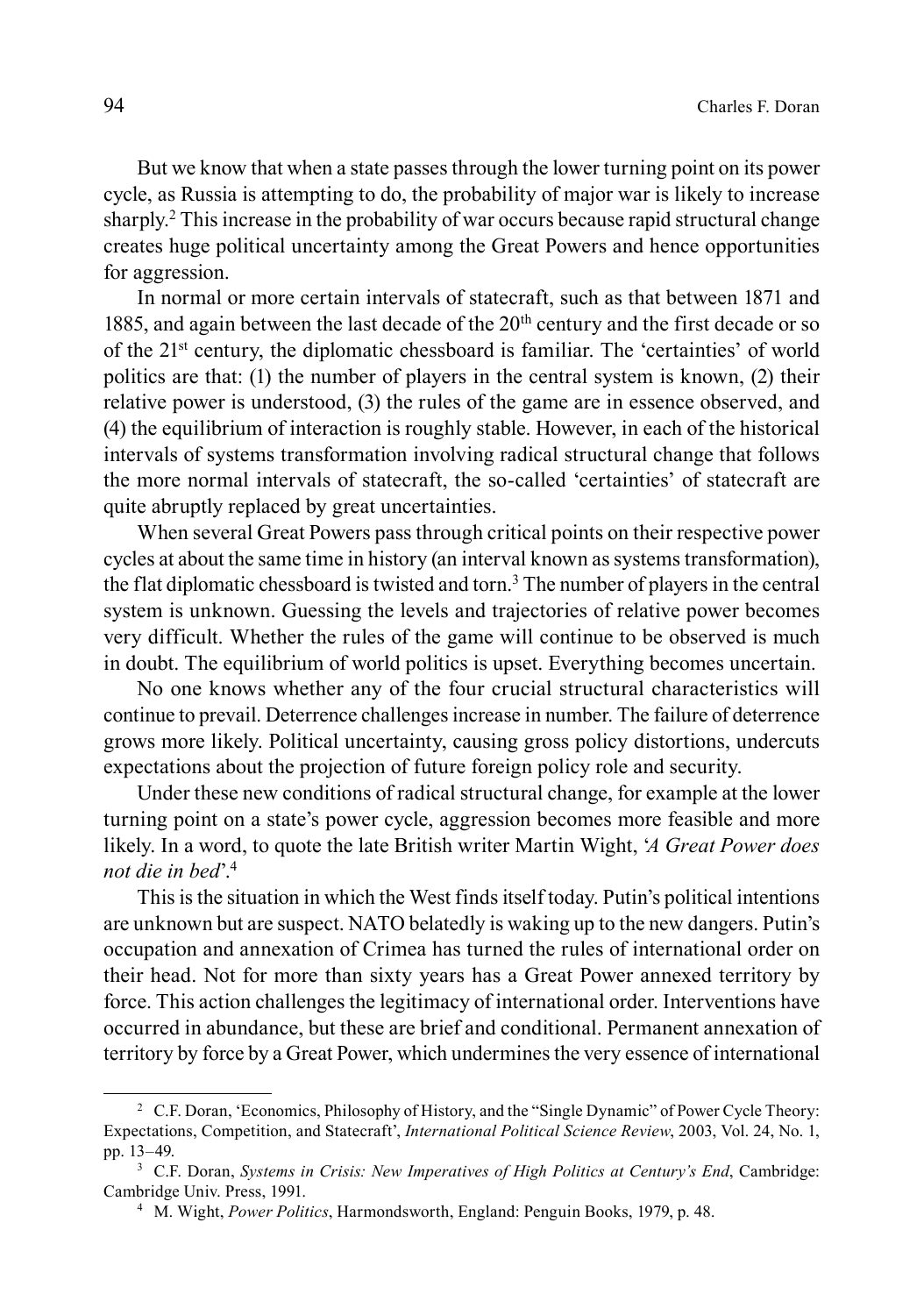But we know that when a state passes through the lower turning point on its power cycle, as Russia is attempting to do, the probability of major war is likely to increase sharply.[2] This increase in the probability of war occurs because rapid structural change creates huge political uncertainty among the Great Powers and hence opportunities for aggression.

In normal or more certain intervals of statecraft, such as that between 1871 and 1885, and again between the last decade of the 20th century and the first decade or so of the 21st century, the diplomatic chessboard is familiar. The 'certainties' of world politics are that: (1) the number of players in the central system is known, (2) their relative power is understood, (3) the rules of the game are in essence observed, and (4) the equilibrium of interaction is roughly stable. However, in each of the historical intervals of systems transformation involving radical structural change that follows the more normal intervals of statecraft, the so-called 'certainties' of statecraft are quite abruptly replaced by great uncertainties.

When several Great Powers pass through critical points on their respective power cycles at about the same time in history (an interval known as systems transformation), the flat diplomatic chessboard is twisted and torn.[3] The number of players in the central system is unknown. Guessing the levels and trajectories of relative power becomes very difficult. Whether the rules of the game will continue to be observed is much in doubt. The equilibrium of world politics is upset. Everything becomes uncertain.

No one knows whether any of the four crucial structural characteristics will continue to prevail. Deterrence challenges increase in number. The failure of deterrence grows more likely. Political uncertainty, causing gross policy distortions, undercuts expectations about the projection of future foreign policy role and security.

Under these new conditions of radical structural change, for example at the lower turning point on a state's power cycle, aggression becomes more feasible and more likely. In a word, to quote the late British writer Martin Wight, '*A Great Power does not die in bed*'.[4]

This is the situation in which the West finds itself today. Putin's political intentions are unknown but are suspect. NATO belatedly is waking up to the new dangers. Putin's occupation and annexation of Crimea has turned the rules of international order on their head. Not for more than sixty years has a Great Power annexed territory by force. This action challenges the legitimacy of international order. Interventions have occurred in abundance, but these are brief and conditional. Permanent annexation of territory by force by a Great Power, which undermines the very essence of international

---

[2] C.F. Doran, 'Economics, Philosophy of History, and the "Single Dynamic" of Power Cycle Theory: Expectations, Competition, and Statecraft', *International Political Science Review*, 2003, Vol. 24, No. 1, pp. 13–49.

[3] C.F. Doran, *Systems in Crisis: New Imperatives of High Politics at Century's End*, Cambridge: Cambridge Univ. Press, 1991.

[4] M. Wight, *Power Politics*, Harmondsworth, England: Penguin Books, 1979, p. 48.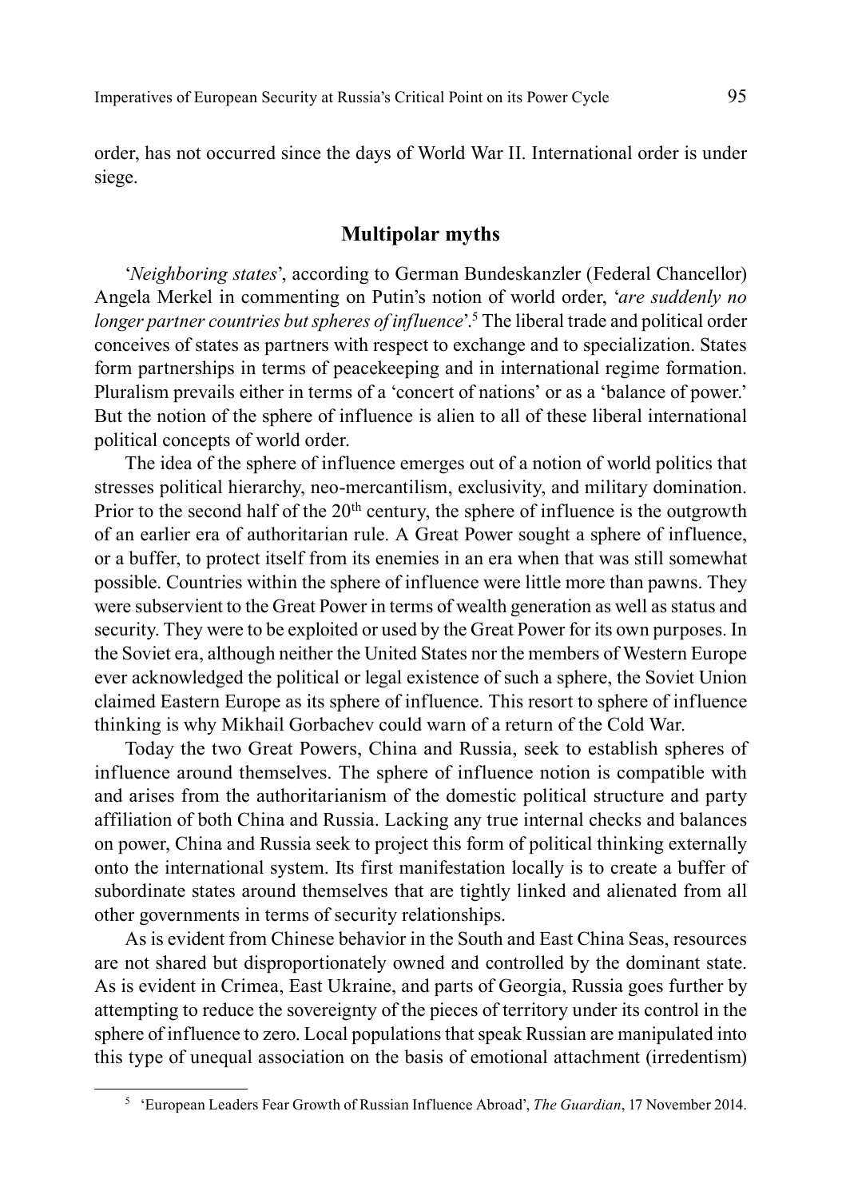order, has not occurred since the days of World War II. International order is under siege.

## Multipolar myths

'*Neighboring states*', according to German Bundeskanzler (Federal Chancellor) Angela Merkel in commenting on Putin's notion of world order, '*are suddenly no longer partner countries but spheres of influence*'.[5] The liberal trade and political order conceives of states as partners with respect to exchange and to specialization. States form partnerships in terms of peacekeeping and in international regime formation. Pluralism prevails either in terms of a 'concert of nations' or as a 'balance of power.' But the notion of the sphere of influence is alien to all of these liberal international political concepts of world order.

The idea of the sphere of influence emerges out of a notion of world politics that stresses political hierarchy, neo-mercantilism, exclusivity, and military domination. Prior to the second half of the 20th century, the sphere of influence is the outgrowth of an earlier era of authoritarian rule. A Great Power sought a sphere of influence, or a buffer, to protect itself from its enemies in an era when that was still somewhat possible. Countries within the sphere of influence were little more than pawns. They were subservient to the Great Power in terms of wealth generation as well as status and security. They were to be exploited or used by the Great Power for its own purposes. In the Soviet era, although neither the United States nor the members of Western Europe ever acknowledged the political or legal existence of such a sphere, the Soviet Union claimed Eastern Europe as its sphere of influence. This resort to sphere of influence thinking is why Mikhail Gorbachev could warn of a return of the Cold War.

Today the two Great Powers, China and Russia, seek to establish spheres of influence around themselves. The sphere of influence notion is compatible with and arises from the authoritarianism of the domestic political structure and party affiliation of both China and Russia. Lacking any true internal checks and balances on power, China and Russia seek to project this form of political thinking externally onto the international system. Its first manifestation locally is to create a buffer of subordinate states around themselves that are tightly linked and alienated from all other governments in terms of security relationships.

As is evident from Chinese behavior in the South and East China Seas, resources are not shared but disproportionately owned and controlled by the dominant state. As is evident in Crimea, East Ukraine, and parts of Georgia, Russia goes further by attempting to reduce the sovereignty of the pieces of territory under its control in the sphere of influence to zero. Local populations that speak Russian are manipulated into this type of unequal association on the basis of emotional attachment (irredentism)

[5] 'European Leaders Fear Growth of Russian Influence Abroad', *The Guardian*, 17 November 2014.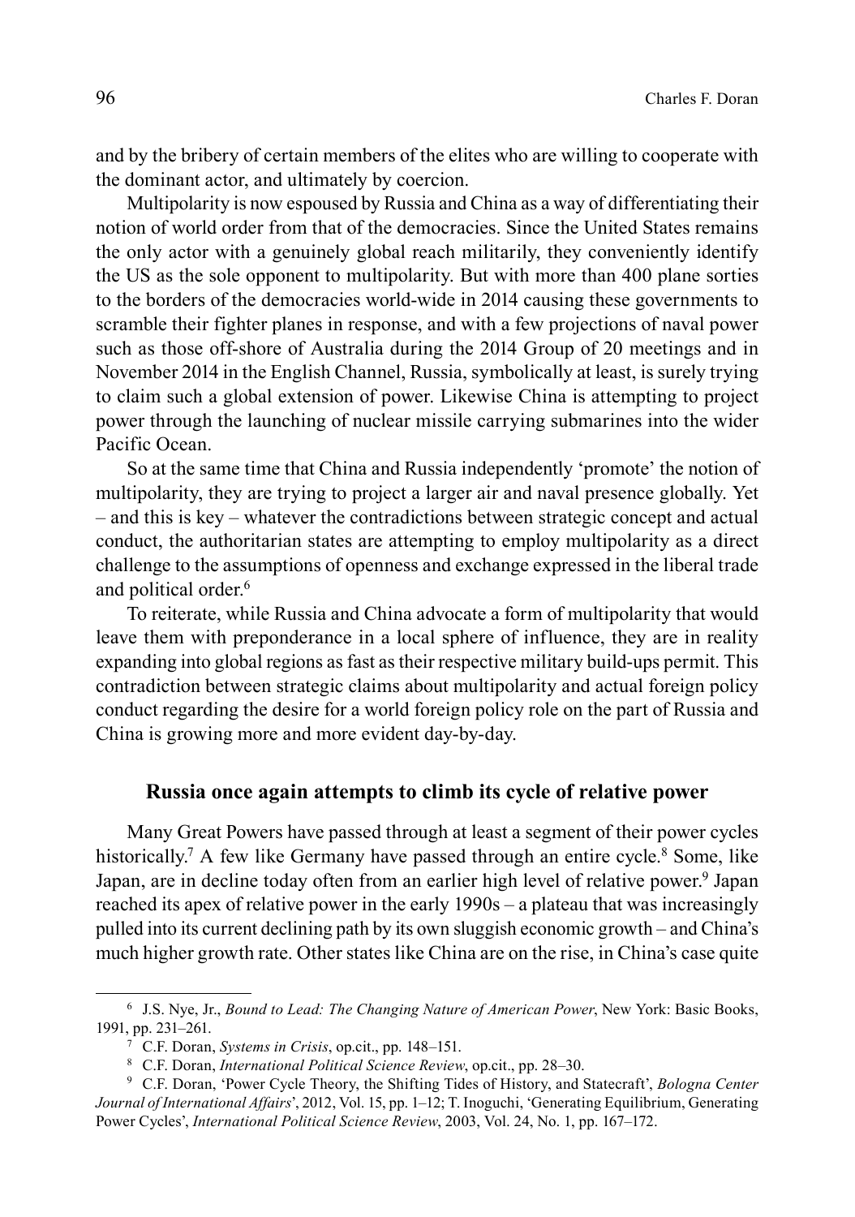and by the bribery of certain members of the elites who are willing to cooperate with the dominant actor, and ultimately by coercion.

Multipolarity is now espoused by Russia and China as a way of differentiating their notion of world order from that of the democracies. Since the United States remains the only actor with a genuinely global reach militarily, they conveniently identify the US as the sole opponent to multipolarity. But with more than 400 plane sorties to the borders of the democracies world-wide in 2014 causing these governments to scramble their fighter planes in response, and with a few projections of naval power such as those off-shore of Australia during the 2014 Group of 20 meetings and in November 2014 in the English Channel, Russia, symbolically at least, is surely trying to claim such a global extension of power. Likewise China is attempting to project power through the launching of nuclear missile carrying submarines into the wider Pacific Ocean.

So at the same time that China and Russia independently 'promote' the notion of multipolarity, they are trying to project a larger air and naval presence globally. Yet – and this is key – whatever the contradictions between strategic concept and actual conduct, the authoritarian states are attempting to employ multipolarity as a direct challenge to the assumptions of openness and exchange expressed in the liberal trade and political order.[6]

To reiterate, while Russia and China advocate a form of multipolarity that would leave them with preponderance in a local sphere of influence, they are in reality expanding into global regions as fast as their respective military build-ups permit. This contradiction between strategic claims about multipolarity and actual foreign policy conduct regarding the desire for a world foreign policy role on the part of Russia and China is growing more and more evident day-by-day.

## Russia once again attempts to climb its cycle of relative power

Many Great Powers have passed through at least a segment of their power cycles historically.[7] A few like Germany have passed through an entire cycle.[8] Some, like Japan, are in decline today often from an earlier high level of relative power.[9] Japan reached its apex of relative power in the early 1990s – a plateau that was increasingly pulled into its current declining path by its own sluggish economic growth – and China's much higher growth rate. Other states like China are on the rise, in China's case quite

---

[6] J.S. Nye, Jr., *Bound to Lead: The Changing Nature of American Power*, New York: Basic Books, 1991, pp. 231–261.

[7] C.F. Doran, *Systems in Crisis*, op.cit., pp. 148–151.

[8] C.F. Doran, *International Political Science Review*, op.cit., pp. 28–30.

[9] C.F. Doran, 'Power Cycle Theory, the Shifting Tides of History, and Statecraft', *Bologna Center Journal of International Affairs*', 2012, Vol. 15, pp. 1–12; T. Inoguchi, 'Generating Equilibrium, Generating Power Cycles', *International Political Science Review*, 2003, Vol. 24, No. 1, pp. 167–172.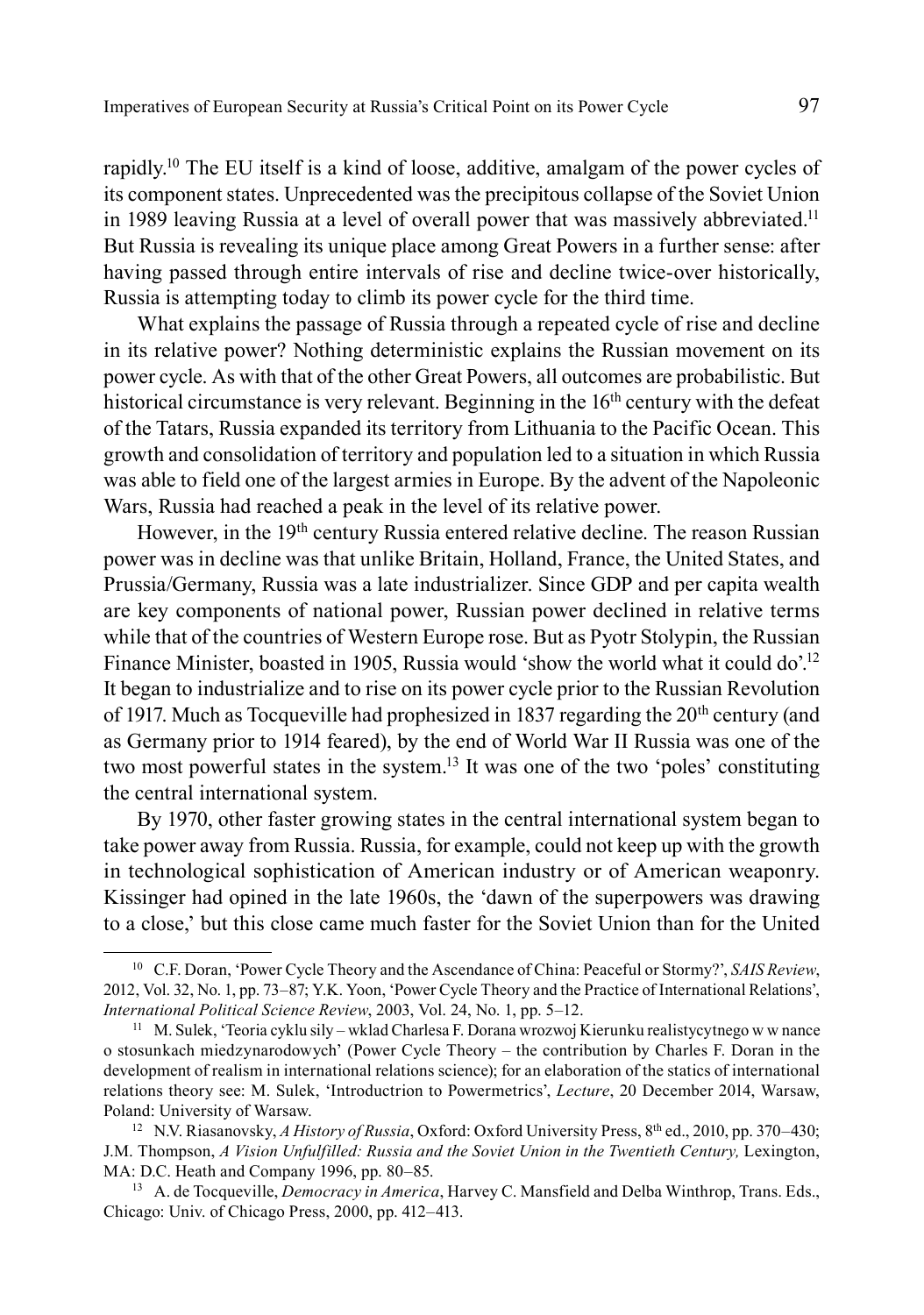rapidly.[10] The EU itself is a kind of loose, additive, amalgam of the power cycles of its component states. Unprecedented was the precipitous collapse of the Soviet Union in 1989 leaving Russia at a level of overall power that was massively abbreviated.[11] But Russia is revealing its unique place among Great Powers in a further sense: after having passed through entire intervals of rise and decline twice-over historically, Russia is attempting today to climb its power cycle for the third time.

What explains the passage of Russia through a repeated cycle of rise and decline in its relative power? Nothing deterministic explains the Russian movement on its power cycle. As with that of the other Great Powers, all outcomes are probabilistic. But historical circumstance is very relevant. Beginning in the 16th century with the defeat of the Tatars, Russia expanded its territory from Lithuania to the Pacific Ocean. This growth and consolidation of territory and population led to a situation in which Russia was able to field one of the largest armies in Europe. By the advent of the Napoleonic Wars, Russia had reached a peak in the level of its relative power.

However, in the 19th century Russia entered relative decline. The reason Russian power was in decline was that unlike Britain, Holland, France, the United States, and Prussia/Germany, Russia was a late industrializer. Since GDP and per capita wealth are key components of national power, Russian power declined in relative terms while that of the countries of Western Europe rose. But as Pyotr Stolypin, the Russian Finance Minister, boasted in 1905, Russia would 'show the world what it could do'.[12] It began to industrialize and to rise on its power cycle prior to the Russian Revolution of 1917. Much as Tocqueville had prophesized in 1837 regarding the 20th century (and as Germany prior to 1914 feared), by the end of World War II Russia was one of the two most powerful states in the system.[13] It was one of the two 'poles' constituting the central international system.

By 1970, other faster growing states in the central international system began to take power away from Russia. Russia, for example, could not keep up with the growth in technological sophistication of American industry or of American weaponry. Kissinger had opined in the late 1960s, the 'dawn of the superpowers was drawing to a close,' but this close came much faster for the Soviet Union than for the United

---

[10] C.F. Doran, 'Power Cycle Theory and the Ascendance of China: Peaceful or Stormy?', *SAIS Review*, 2012, Vol. 32, No. 1, pp. 73–87; Y.K. Yoon, 'Power Cycle Theory and the Practice of International Relations', *International Political Science Review*, 2003, Vol. 24, No. 1, pp. 5–12.

[11] M. Sulek, 'Teoria cyklu sily – wklad Charlesa F. Dorana wrozwoj Kierunku realistycytnego w w nance o stosunkach miedzynarodowych' (Power Cycle Theory – the contribution by Charles F. Doran in the development of realism in international relations science); for an elaboration of the statics of international relations theory see: M. Sulek, 'Introductrion to Powermetrics', *Lecture*, 20 December 2014, Warsaw, Poland: University of Warsaw.

[12] N.V. Riasanovsky, *A History of Russia*, Oxford: Oxford University Press, 8th ed., 2010, pp. 370–430; J.M. Thompson, *A Vision Unfulfilled: Russia and the Soviet Union in the Twentieth Century,* Lexington, MA: D.C. Heath and Company 1996, pp. 80–85.

[13] A. de Tocqueville, *Democracy in America*, Harvey C. Mansfield and Delba Winthrop, Trans. Eds., Chicago: Univ. of Chicago Press, 2000, pp. 412–413.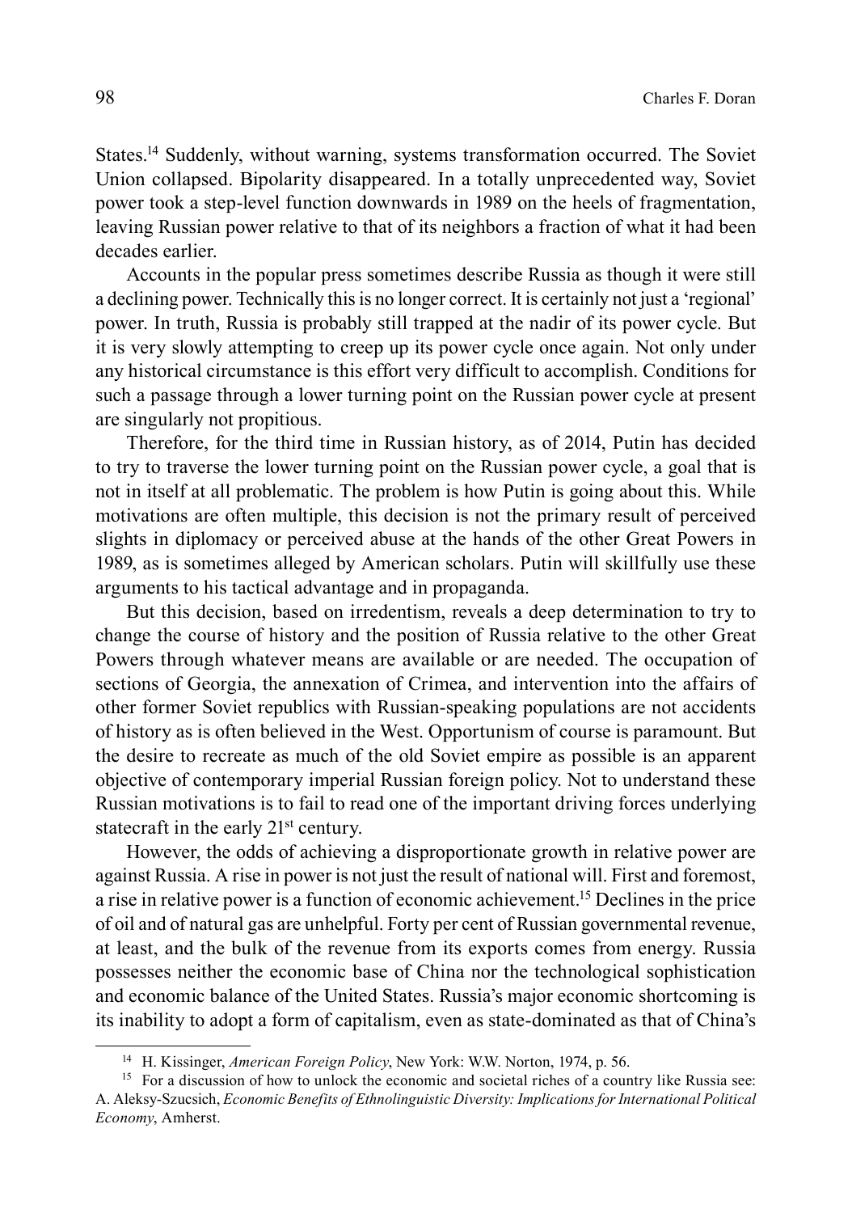States.[14] Suddenly, without warning, systems transformation occurred. The Soviet Union collapsed. Bipolarity disappeared. In a totally unprecedented way, Soviet power took a step-level function downwards in 1989 on the heels of fragmentation, leaving Russian power relative to that of its neighbors a fraction of what it had been decades earlier.

Accounts in the popular press sometimes describe Russia as though it were still a declining power. Technically this is no longer correct. It is certainly not just a 'regional' power. In truth, Russia is probably still trapped at the nadir of its power cycle. But it is very slowly attempting to creep up its power cycle once again. Not only under any historical circumstance is this effort very difficult to accomplish. Conditions for such a passage through a lower turning point on the Russian power cycle at present are singularly not propitious.

Therefore, for the third time in Russian history, as of 2014, Putin has decided to try to traverse the lower turning point on the Russian power cycle, a goal that is not in itself at all problematic. The problem is how Putin is going about this. While motivations are often multiple, this decision is not the primary result of perceived slights in diplomacy or perceived abuse at the hands of the other Great Powers in 1989, as is sometimes alleged by American scholars. Putin will skillfully use these arguments to his tactical advantage and in propaganda.

But this decision, based on irredentism, reveals a deep determination to try to change the course of history and the position of Russia relative to the other Great Powers through whatever means are available or are needed. The occupation of sections of Georgia, the annexation of Crimea, and intervention into the affairs of other former Soviet republics with Russian-speaking populations are not accidents of history as is often believed in the West. Opportunism of course is paramount. But the desire to recreate as much of the old Soviet empire as possible is an apparent objective of contemporary imperial Russian foreign policy. Not to understand these Russian motivations is to fail to read one of the important driving forces underlying statecraft in the early 21st century.

However, the odds of achieving a disproportionate growth in relative power are against Russia. A rise in power is not just the result of national will. First and foremost, a rise in relative power is a function of economic achievement.[15] Declines in the price of oil and of natural gas are unhelpful. Forty per cent of Russian governmental revenue, at least, and the bulk of the revenue from its exports comes from energy. Russia possesses neither the economic base of China nor the technological sophistication and economic balance of the United States. Russia's major economic shortcoming is its inability to adopt a form of capitalism, even as state-dominated as that of China's

---

[14] H. Kissinger, *American Foreign Policy*, New York: W.W. Norton, 1974, p. 56.

[15] For a discussion of how to unlock the economic and societal riches of a country like Russia see: A. Aleksy-Szucsich, *Economic Benefits of Ethnolinguistic Diversity: Implications for International Political Economy*, Amherst.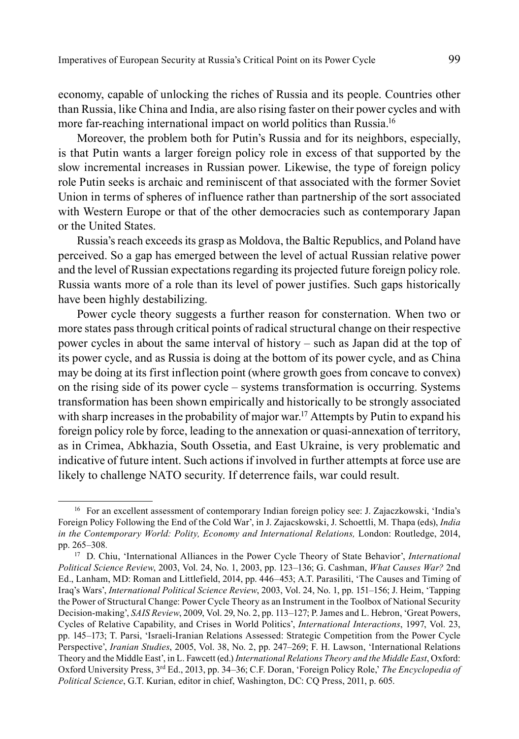economy, capable of unlocking the riches of Russia and its people. Countries other than Russia, like China and India, are also rising faster on their power cycles and with more far-reaching international impact on world politics than Russia.[16]

Moreover, the problem both for Putin's Russia and for its neighbors, especially, is that Putin wants a larger foreign policy role in excess of that supported by the slow incremental increases in Russian power. Likewise, the type of foreign policy role Putin seeks is archaic and reminiscent of that associated with the former Soviet Union in terms of spheres of influence rather than partnership of the sort associated with Western Europe or that of the other democracies such as contemporary Japan or the United States.

Russia's reach exceeds its grasp as Moldova, the Baltic Republics, and Poland have perceived. So a gap has emerged between the level of actual Russian relative power and the level of Russian expectations regarding its projected future foreign policy role. Russia wants more of a role than its level of power justifies. Such gaps historically have been highly destabilizing.

Power cycle theory suggests a further reason for consternation. When two or more states pass through critical points of radical structural change on their respective power cycles in about the same interval of history – such as Japan did at the top of its power cycle, and as Russia is doing at the bottom of its power cycle, and as China may be doing at its first inflection point (where growth goes from concave to convex) on the rising side of its power cycle – systems transformation is occurring. Systems transformation has been shown empirically and historically to be strongly associated with sharp increases in the probability of major war.[17] Attempts by Putin to expand his foreign policy role by force, leading to the annexation or quasi-annexation of territory, as in Crimea, Abkhazia, South Ossetia, and East Ukraine, is very problematic and indicative of future intent. Such actions if involved in further attempts at force use are likely to challenge NATO security. If deterrence fails, war could result.

---

[16] For an excellent assessment of contemporary Indian foreign policy see: J. Zajaczkowski, 'India's Foreign Policy Following the End of the Cold War', in J. Zajacskowski, J. Schoettli, M. Thapa (eds), *India in the Contemporary World: Polity, Economy and International Relations,* London: Routledge, 2014, pp. 265–308.

[17] D. Chiu, 'International Alliances in the Power Cycle Theory of State Behavior', *International Political Science Review*, 2003, Vol. 24, No. 1, 2003, pp. 123–136; G. Cashman, *What Causes War?* 2nd Ed., Lanham, MD: Roman and Littlefield, 2014, pp. 446–453; A.T. Parasiliti, 'The Causes and Timing of Iraq's Wars', *International Political Science Review*, 2003, Vol. 24, No. 1, pp. 151–156; J. Heim, 'Tapping the Power of Structural Change: Power Cycle Theory as an Instrument in the Toolbox of National Security Decision-making', *SAIS Review*, 2009, Vol. 29, No. 2, pp. 113–127; P. James and L. Hebron, 'Great Powers, Cycles of Relative Capability, and Crises in World Politics', *International Interactions*, 1997, Vol. 23, pp. 145–173; T. Parsi, 'Israeli-Iranian Relations Assessed: Strategic Competition from the Power Cycle Perspective', *Iranian Studies*, 2005, Vol. 38, No. 2, pp. 247–269; F. H. Lawson, 'International Relations Theory and the Middle East', in L. Fawcett (ed.) *International Relations Theory and the Middle East*, Oxford: Oxford University Press, 3rd Ed., 2013, pp. 34–36; C.F. Doran, 'Foreign Policy Role,' *The Encyclopedia of Political Science*, G.T. Kurian, editor in chief, Washington, DC: CQ Press, 2011, p. 605.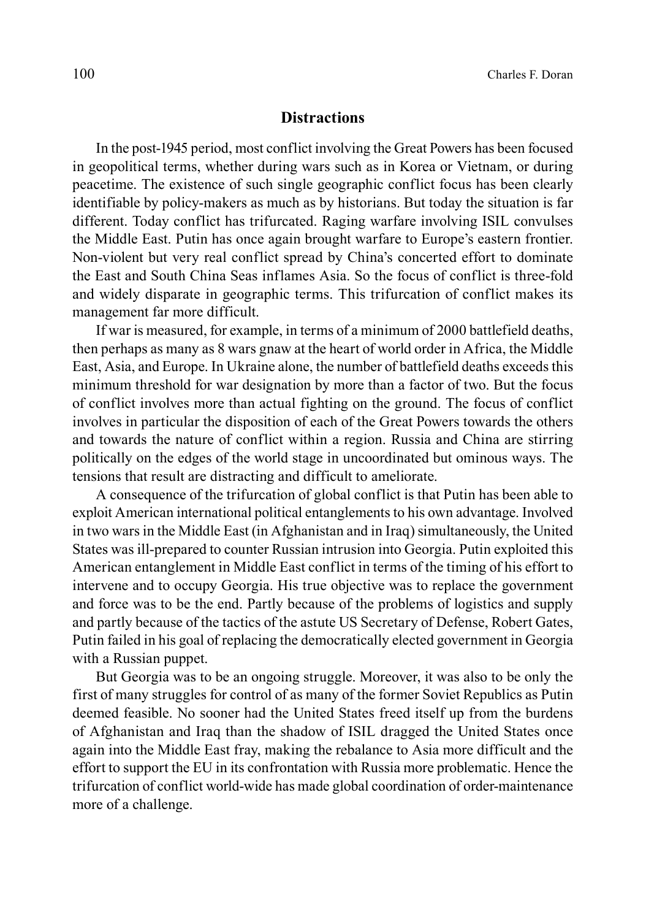## Distractions

In the post-1945 period, most conflict involving the Great Powers has been focused in geopolitical terms, whether during wars such as in Korea or Vietnam, or during peacetime. The existence of such single geographic conflict focus has been clearly identifiable by policy-makers as much as by historians. But today the situation is far different. Today conflict has trifurcated. Raging warfare involving ISIL convulses the Middle East. Putin has once again brought warfare to Europe's eastern frontier. Non-violent but very real conflict spread by China's concerted effort to dominate the East and South China Seas inflames Asia. So the focus of conflict is three-fold and widely disparate in geographic terms. This trifurcation of conflict makes its management far more difficult.

If war is measured, for example, in terms of a minimum of 2000 battlefield deaths, then perhaps as many as 8 wars gnaw at the heart of world order in Africa, the Middle East, Asia, and Europe. In Ukraine alone, the number of battlefield deaths exceeds this minimum threshold for war designation by more than a factor of two. But the focus of conflict involves more than actual fighting on the ground. The focus of conflict involves in particular the disposition of each of the Great Powers towards the others and towards the nature of conflict within a region. Russia and China are stirring politically on the edges of the world stage in uncoordinated but ominous ways. The tensions that result are distracting and difficult to ameliorate.

A consequence of the trifurcation of global conflict is that Putin has been able to exploit American international political entanglements to his own advantage. Involved in two wars in the Middle East (in Afghanistan and in Iraq) simultaneously, the United States was ill-prepared to counter Russian intrusion into Georgia. Putin exploited this American entanglement in Middle East conflict in terms of the timing of his effort to intervene and to occupy Georgia. His true objective was to replace the government and force was to be the end. Partly because of the problems of logistics and supply and partly because of the tactics of the astute US Secretary of Defense, Robert Gates, Putin failed in his goal of replacing the democratically elected government in Georgia with a Russian puppet.

But Georgia was to be an ongoing struggle. Moreover, it was also to be only the first of many struggles for control of as many of the former Soviet Republics as Putin deemed feasible. No sooner had the United States freed itself up from the burdens of Afghanistan and Iraq than the shadow of ISIL dragged the United States once again into the Middle East fray, making the rebalance to Asia more difficult and the effort to support the EU in its confrontation with Russia more problematic. Hence the trifurcation of conflict world-wide has made global coordination of order-maintenance more of a challenge.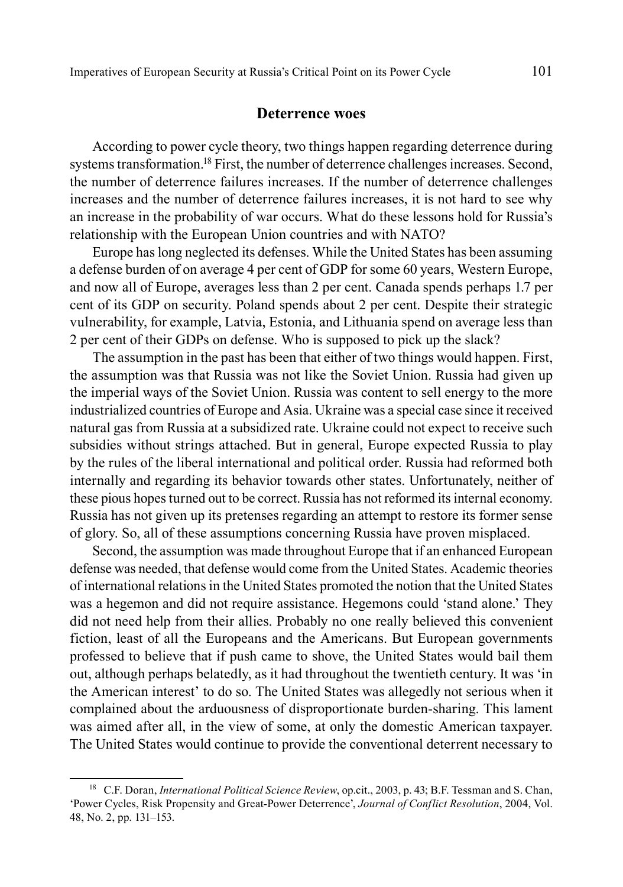## Deterrence woes

According to power cycle theory, two things happen regarding deterrence during systems transformation.[18] First, the number of deterrence challenges increases. Second, the number of deterrence failures increases. If the number of deterrence challenges increases and the number of deterrence failures increases, it is not hard to see why an increase in the probability of war occurs. What do these lessons hold for Russia's relationship with the European Union countries and with NATO?

Europe has long neglected its defenses. While the United States has been assuming a defense burden of on average 4 per cent of GDP for some 60 years, Western Europe, and now all of Europe, averages less than 2 per cent. Canada spends perhaps 1.7 per cent of its GDP on security. Poland spends about 2 per cent. Despite their strategic vulnerability, for example, Latvia, Estonia, and Lithuania spend on average less than 2 per cent of their GDPs on defense. Who is supposed to pick up the slack?

The assumption in the past has been that either of two things would happen. First, the assumption was that Russia was not like the Soviet Union. Russia had given up the imperial ways of the Soviet Union. Russia was content to sell energy to the more industrialized countries of Europe and Asia. Ukraine was a special case since it received natural gas from Russia at a subsidized rate. Ukraine could not expect to receive such subsidies without strings attached. But in general, Europe expected Russia to play by the rules of the liberal international and political order. Russia had reformed both internally and regarding its behavior towards other states. Unfortunately, neither of these pious hopes turned out to be correct. Russia has not reformed its internal economy. Russia has not given up its pretenses regarding an attempt to restore its former sense of glory. So, all of these assumptions concerning Russia have proven misplaced.

Second, the assumption was made throughout Europe that if an enhanced European defense was needed, that defense would come from the United States. Academic theories of international relations in the United States promoted the notion that the United States was a hegemon and did not require assistance. Hegemons could 'stand alone.' They did not need help from their allies. Probably no one really believed this convenient fiction, least of all the Europeans and the Americans. But European governments professed to believe that if push came to shove, the United States would bail them out, although perhaps belatedly, as it had throughout the twentieth century. It was 'in the American interest' to do so. The United States was allegedly not serious when it complained about the arduousness of disproportionate burden-sharing. This lament was aimed after all, in the view of some, at only the domestic American taxpayer. The United States would continue to provide the conventional deterrent necessary to

---

[18] C.F. Doran, *International Political Science Review*, op.cit., 2003, p. 43; B.F. Tessman and S. Chan, 'Power Cycles, Risk Propensity and Great-Power Deterrence', *Journal of Conflict Resolution*, 2004, Vol. 48, No. 2, pp. 131–153.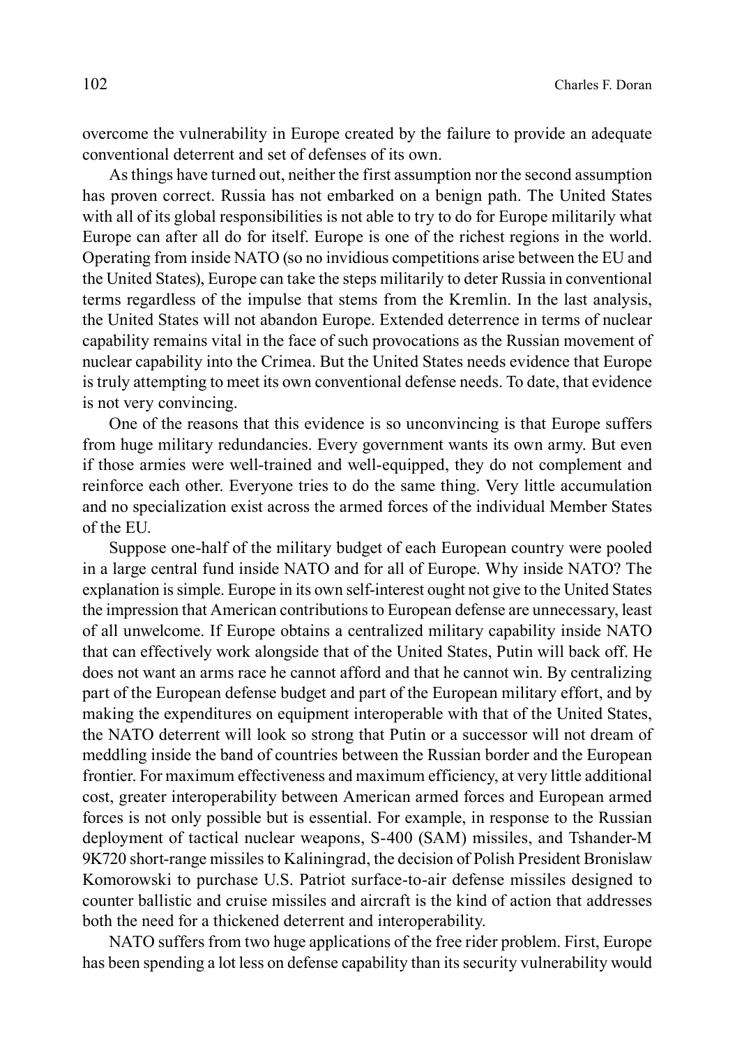overcome the vulnerability in Europe created by the failure to provide an adequate conventional deterrent and set of defenses of its own.

As things have turned out, neither the first assumption nor the second assumption has proven correct. Russia has not embarked on a benign path. The United States with all of its global responsibilities is not able to try to do for Europe militarily what Europe can after all do for itself. Europe is one of the richest regions in the world. Operating from inside NATO (so no invidious competitions arise between the EU and the United States), Europe can take the steps militarily to deter Russia in conventional terms regardless of the impulse that stems from the Kremlin. In the last analysis, the United States will not abandon Europe. Extended deterrence in terms of nuclear capability remains vital in the face of such provocations as the Russian movement of nuclear capability into the Crimea. But the United States needs evidence that Europe is truly attempting to meet its own conventional defense needs. To date, that evidence is not very convincing.

One of the reasons that this evidence is so unconvincing is that Europe suffers from huge military redundancies. Every government wants its own army. But even if those armies were well-trained and well-equipped, they do not complement and reinforce each other. Everyone tries to do the same thing. Very little accumulation and no specialization exist across the armed forces of the individual Member States of the EU.

Suppose one-half of the military budget of each European country were pooled in a large central fund inside NATO and for all of Europe. Why inside NATO? The explanation is simple. Europe in its own self-interest ought not give to the United States the impression that American contributions to European defense are unnecessary, least of all unwelcome. If Europe obtains a centralized military capability inside NATO that can effectively work alongside that of the United States, Putin will back off. He does not want an arms race he cannot afford and that he cannot win. By centralizing part of the European defense budget and part of the European military effort, and by making the expenditures on equipment interoperable with that of the United States, the NATO deterrent will look so strong that Putin or a successor will not dream of meddling inside the band of countries between the Russian border and the European frontier. For maximum effectiveness and maximum efficiency, at very little additional cost, greater interoperability between American armed forces and European armed forces is not only possible but is essential. For example, in response to the Russian deployment of tactical nuclear weapons, S-400 (SAM) missiles, and Tshander-M 9K720 short-range missiles to Kaliningrad, the decision of Polish President Bronislaw Komorowski to purchase U.S. Patriot surface-to-air defense missiles designed to counter ballistic and cruise missiles and aircraft is the kind of action that addresses both the need for a thickened deterrent and interoperability.

NATO suffers from two huge applications of the free rider problem. First, Europe has been spending a lot less on defense capability than its security vulnerability would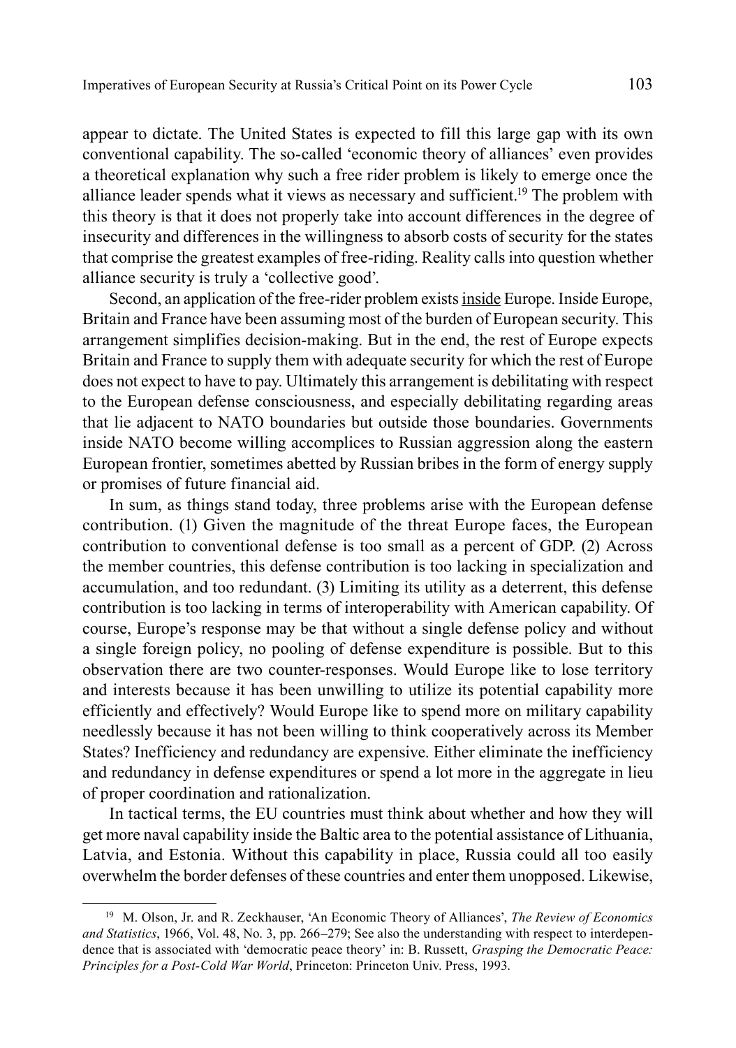appear to dictate. The United States is expected to fill this large gap with its own conventional capability. The so-called 'economic theory of alliances' even provides a theoretical explanation why such a free rider problem is likely to emerge once the alliance leader spends what it views as necessary and sufficient.[19] The problem with this theory is that it does not properly take into account differences in the degree of insecurity and differences in the willingness to absorb costs of security for the states that comprise the greatest examples of free-riding. Reality calls into question whether alliance security is truly a 'collective good'.

Second, an application of the free-rider problem exists inside Europe. Inside Europe, Britain and France have been assuming most of the burden of European security. This arrangement simplifies decision-making. But in the end, the rest of Europe expects Britain and France to supply them with adequate security for which the rest of Europe does not expect to have to pay. Ultimately this arrangement is debilitating with respect to the European defense consciousness, and especially debilitating regarding areas that lie adjacent to NATO boundaries but outside those boundaries. Governments inside NATO become willing accomplices to Russian aggression along the eastern European frontier, sometimes abetted by Russian bribes in the form of energy supply or promises of future financial aid.

In sum, as things stand today, three problems arise with the European defense contribution. (1) Given the magnitude of the threat Europe faces, the European contribution to conventional defense is too small as a percent of GDP. (2) Across the member countries, this defense contribution is too lacking in specialization and accumulation, and too redundant. (3) Limiting its utility as a deterrent, this defense contribution is too lacking in terms of interoperability with American capability. Of course, Europe's response may be that without a single defense policy and without a single foreign policy, no pooling of defense expenditure is possible. But to this observation there are two counter-responses. Would Europe like to lose territory and interests because it has been unwilling to utilize its potential capability more efficiently and effectively? Would Europe like to spend more on military capability needlessly because it has not been willing to think cooperatively across its Member States? Inefficiency and redundancy are expensive. Either eliminate the inefficiency and redundancy in defense expenditures or spend a lot more in the aggregate in lieu of proper coordination and rationalization.

In tactical terms, the EU countries must think about whether and how they will get more naval capability inside the Baltic area to the potential assistance of Lithuania, Latvia, and Estonia. Without this capability in place, Russia could all too easily overwhelm the border defenses of these countries and enter them unopposed. Likewise,

[19] M. Olson, Jr. and R. Zeckhauser, 'An Economic Theory of Alliances', *The Review of Economics and Statistics*, 1966, Vol. 48, No. 3, pp. 266–279; See also the understanding with respect to interdependence that is associated with 'democratic peace theory' in: B. Russett, *Grasping the Democratic Peace: Principles for a Post-Cold War World*, Princeton: Princeton Univ. Press, 1993.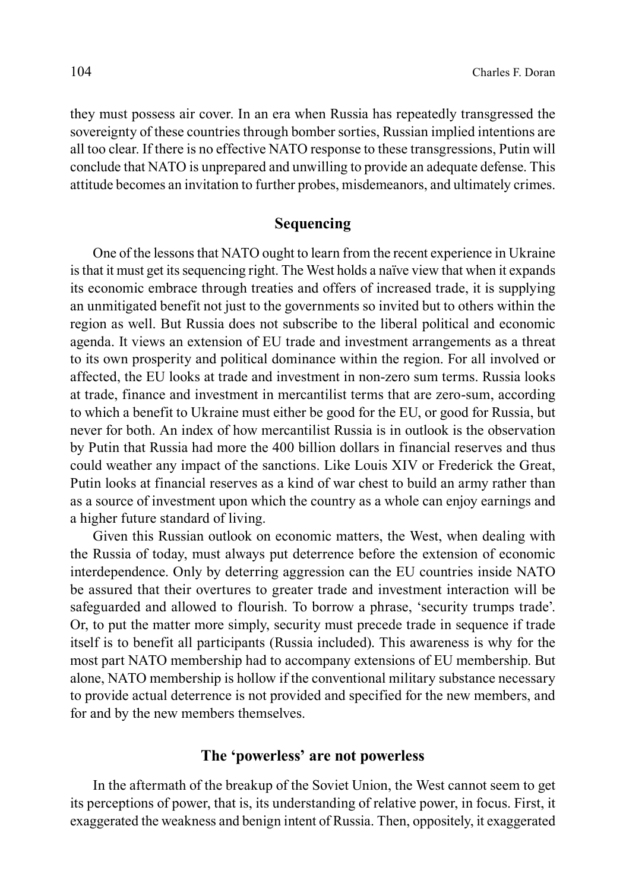they must possess air cover. In an era when Russia has repeatedly transgressed the sovereignty of these countries through bomber sorties, Russian implied intentions are all too clear. If there is no effective NATO response to these transgressions, Putin will conclude that NATO is unprepared and unwilling to provide an adequate defense. This attitude becomes an invitation to further probes, misdemeanors, and ultimately crimes.

## Sequencing

One of the lessons that NATO ought to learn from the recent experience in Ukraine is that it must get its sequencing right. The West holds a naïve view that when it expands its economic embrace through treaties and offers of increased trade, it is supplying an unmitigated benefit not just to the governments so invited but to others within the region as well. But Russia does not subscribe to the liberal political and economic agenda. It views an extension of EU trade and investment arrangements as a threat to its own prosperity and political dominance within the region. For all involved or affected, the EU looks at trade and investment in non-zero sum terms. Russia looks at trade, finance and investment in mercantilist terms that are zero-sum, according to which a benefit to Ukraine must either be good for the EU, or good for Russia, but never for both. An index of how mercantilist Russia is in outlook is the observation by Putin that Russia had more the 400 billion dollars in financial reserves and thus could weather any impact of the sanctions. Like Louis XIV or Frederick the Great, Putin looks at financial reserves as a kind of war chest to build an army rather than as a source of investment upon which the country as a whole can enjoy earnings and a higher future standard of living.

Given this Russian outlook on economic matters, the West, when dealing with the Russia of today, must always put deterrence before the extension of economic interdependence. Only by deterring aggression can the EU countries inside NATO be assured that their overtures to greater trade and investment interaction will be safeguarded and allowed to flourish. To borrow a phrase, 'security trumps trade'. Or, to put the matter more simply, security must precede trade in sequence if trade itself is to benefit all participants (Russia included). This awareness is why for the most part NATO membership had to accompany extensions of EU membership. But alone, NATO membership is hollow if the conventional military substance necessary to provide actual deterrence is not provided and specified for the new members, and for and by the new members themselves.

## The 'powerless' are not powerless

In the aftermath of the breakup of the Soviet Union, the West cannot seem to get its perceptions of power, that is, its understanding of relative power, in focus. First, it exaggerated the weakness and benign intent of Russia. Then, oppositely, it exaggerated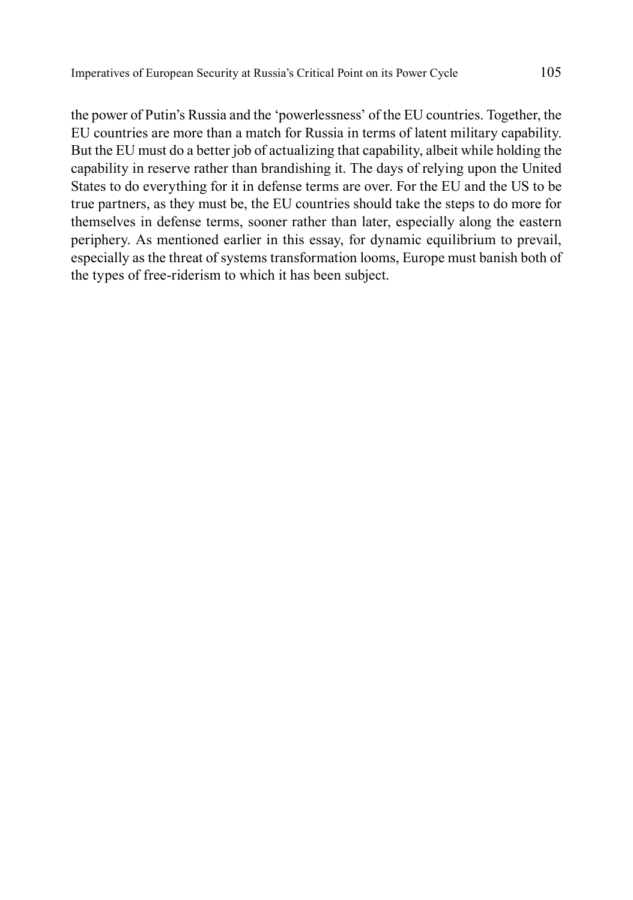the power of Putin's Russia and the 'powerlessness' of the EU countries. Together, the EU countries are more than a match for Russia in terms of latent military capability. But the EU must do a better job of actualizing that capability, albeit while holding the capability in reserve rather than brandishing it. The days of relying upon the United States to do everything for it in defense terms are over. For the EU and the US to be true partners, as they must be, the EU countries should take the steps to do more for themselves in defense terms, sooner rather than later, especially along the eastern periphery. As mentioned earlier in this essay, for dynamic equilibrium to prevail, especially as the threat of systems transformation looms, Europe must banish both of the types of free-riderism to which it has been subject.